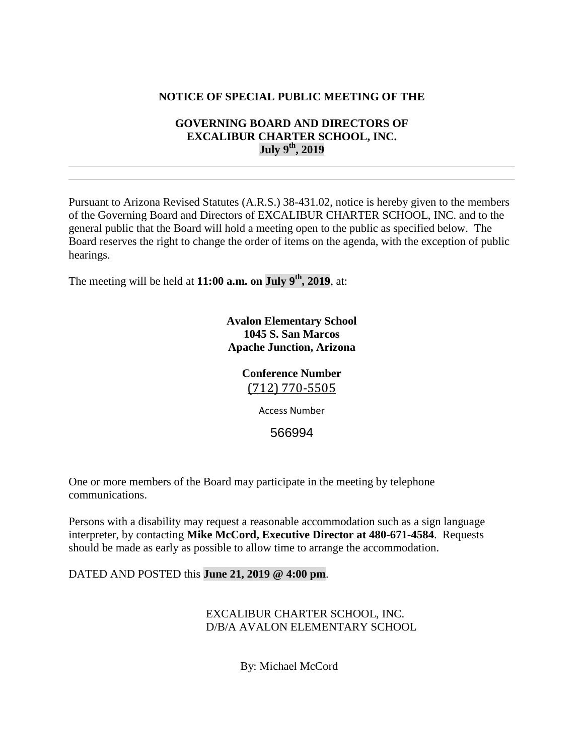**NOTICE OF SPECIAL PUBLIC MEETING OF THE**

**GOVERNING BOARD AND DIRECTORS OF**
**EXCALIBUR CHARTER SCHOOL, INC.**
**July 9th, 2019**

---

---

Pursuant to Arizona Revised Statutes (A.R.S.) 38-431.02, notice is hereby given to the members of the Governing Board and Directors of EXCALIBUR CHARTER SCHOOL, INC. and to the general public that the Board will hold a meeting open to the public as specified below. The Board reserves the right to change the order of items on the agenda, with the exception of public hearings.

The meeting will be held at **11:00 a.m. on July 9th, 2019**, at:

**Avalon Elementary School**
**1045 S. San Marcos**
**Apache Junction, Arizona**

**Conference Number**
(712) 770-5505

Access Number

566994

One or more members of the Board may participate in the meeting by telephone communications.

Persons with a disability may request a reasonable accommodation such as a sign language interpreter, by contacting **Mike McCord, Executive Director at 480-671-4584**. Requests should be made as early as possible to allow time to arrange the accommodation.

DATED AND POSTED this **June 21, 2019 @ 4:00 pm**.

EXCALIBUR CHARTER SCHOOL, INC.
D/B/A AVALON ELEMENTARY SCHOOL

By: Michael McCord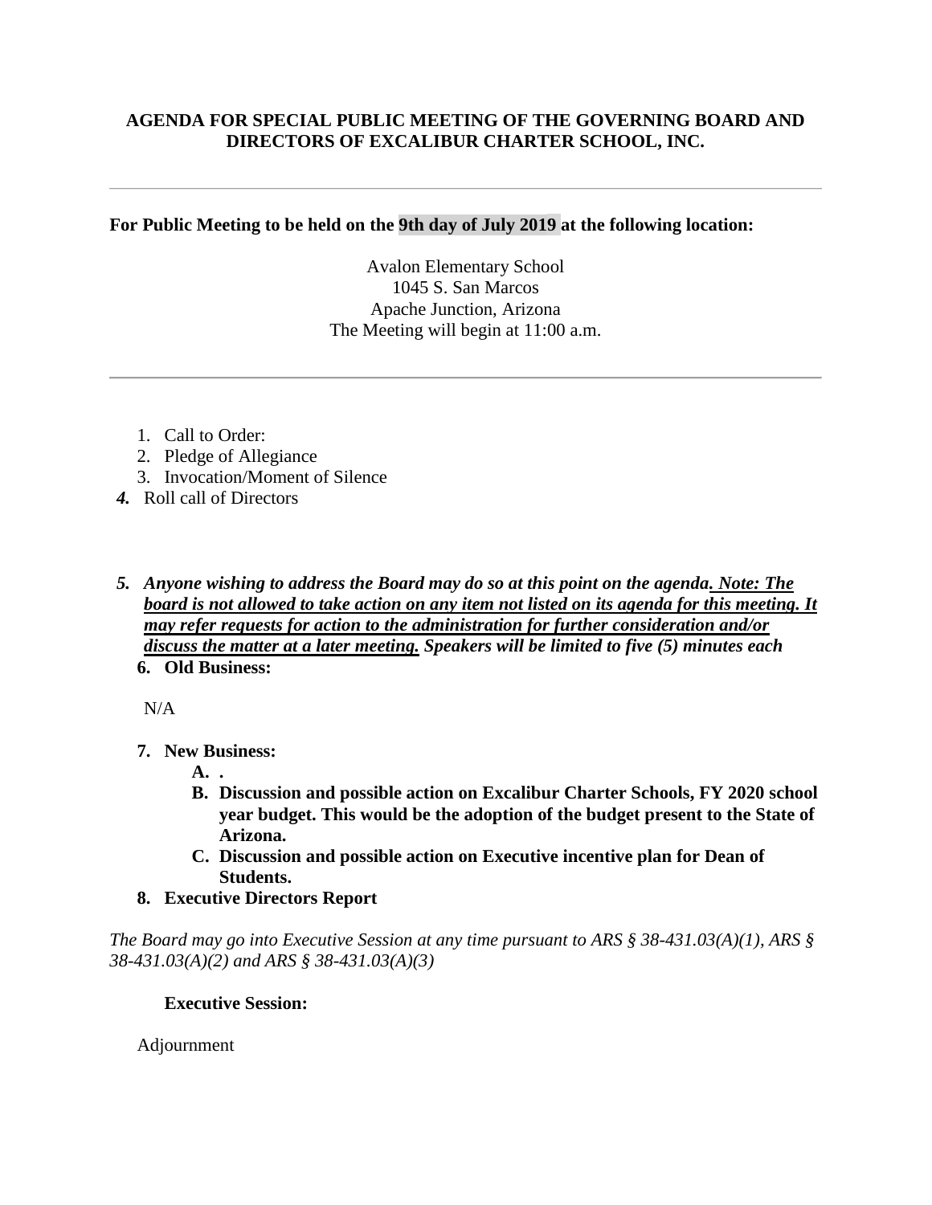**AGENDA FOR SPECIAL PUBLIC MEETING OF THE GOVERNING BOARD AND DIRECTORS OF EXCALIBUR CHARTER SCHOOL, INC.**

---

**For Public Meeting to be held on the 9th day of July 2019 at the following location:**

Avalon Elementary School
1045 S. San Marcos
Apache Junction, Arizona
The Meeting will begin at 11:00 a.m.

---

1. Call to Order:
2. Pledge of Allegiance
3. Invocation/Moment of Silence
4. Roll call of Directors

5. ***Anyone wishing to address the Board may do so at this point on the agenda. Note: The board is not allowed to take action on any item not listed on its agenda for this meeting. It may refer requests for action to the administration for further consideration and/or discuss the matter at a later meeting. Speakers will be limited to five (5) minutes each***
6. **Old Business:**

   N/A

7. **New Business:**
   - **A. .**
   - **B. Discussion and possible action on Excalibur Charter Schools, FY 2020 school year budget. This would be the adoption of the budget present to the State of Arizona.**
   - **C. Discussion and possible action on Executive incentive plan for Dean of Students.**
8. **Executive Directors Report**

*The Board may go into Executive Session at any time pursuant to ARS § 38-431.03(A)(1), ARS § 38-431.03(A)(2) and ARS § 38-431.03(A)(3)*

**Executive Session:**

Adjournment